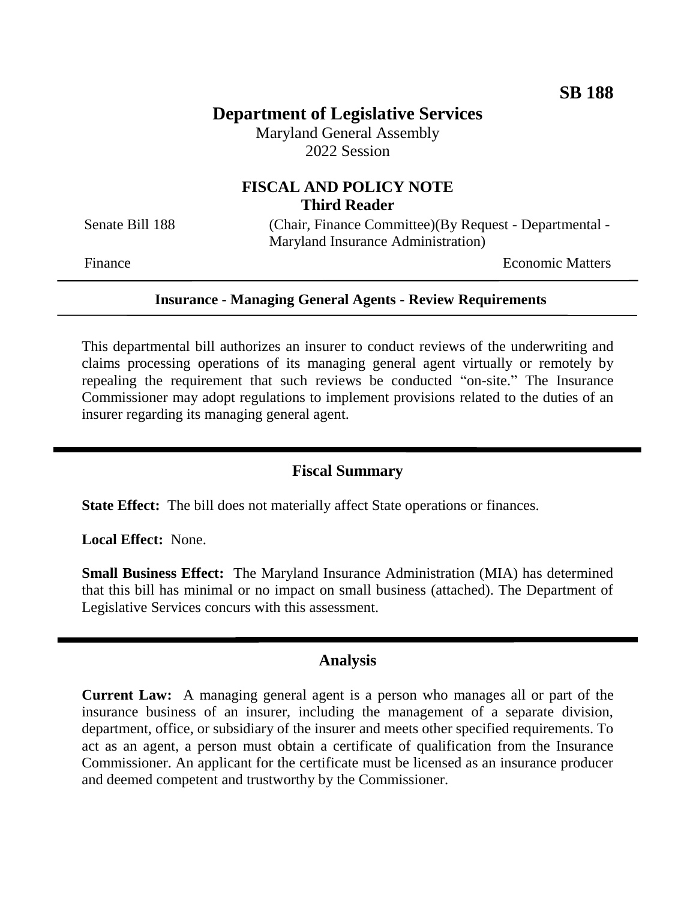**SB 188**

# Department of Legislative Services

Maryland General Assembly
2022 Session

## FISCAL AND POLICY NOTE
### Third Reader

Senate Bill 188 (Chair, Finance Committee)(By Request - Departmental - Maryland Insurance Administration)

Finance Economic Matters

---

**Insurance - Managing General Agents - Review Requirements**

---

This departmental bill authorizes an insurer to conduct reviews of the underwriting and claims processing operations of its managing general agent virtually or remotely by repealing the requirement that such reviews be conducted "on-site." The Insurance Commissioner may adopt regulations to implement provisions related to the duties of an insurer regarding its managing general agent.

---

## Fiscal Summary

**State Effect:** The bill does not materially affect State operations or finances.

**Local Effect:** None.

**Small Business Effect:** The Maryland Insurance Administration (MIA) has determined that this bill has minimal or no impact on small business (attached). The Department of Legislative Services concurs with this assessment.

---

## Analysis

**Current Law:** A managing general agent is a person who manages all or part of the insurance business of an insurer, including the management of a separate division, department, office, or subsidiary of the insurer and meets other specified requirements. To act as an agent, a person must obtain a certificate of qualification from the Insurance Commissioner. An applicant for the certificate must be licensed as an insurance producer and deemed competent and trustworthy by the Commissioner.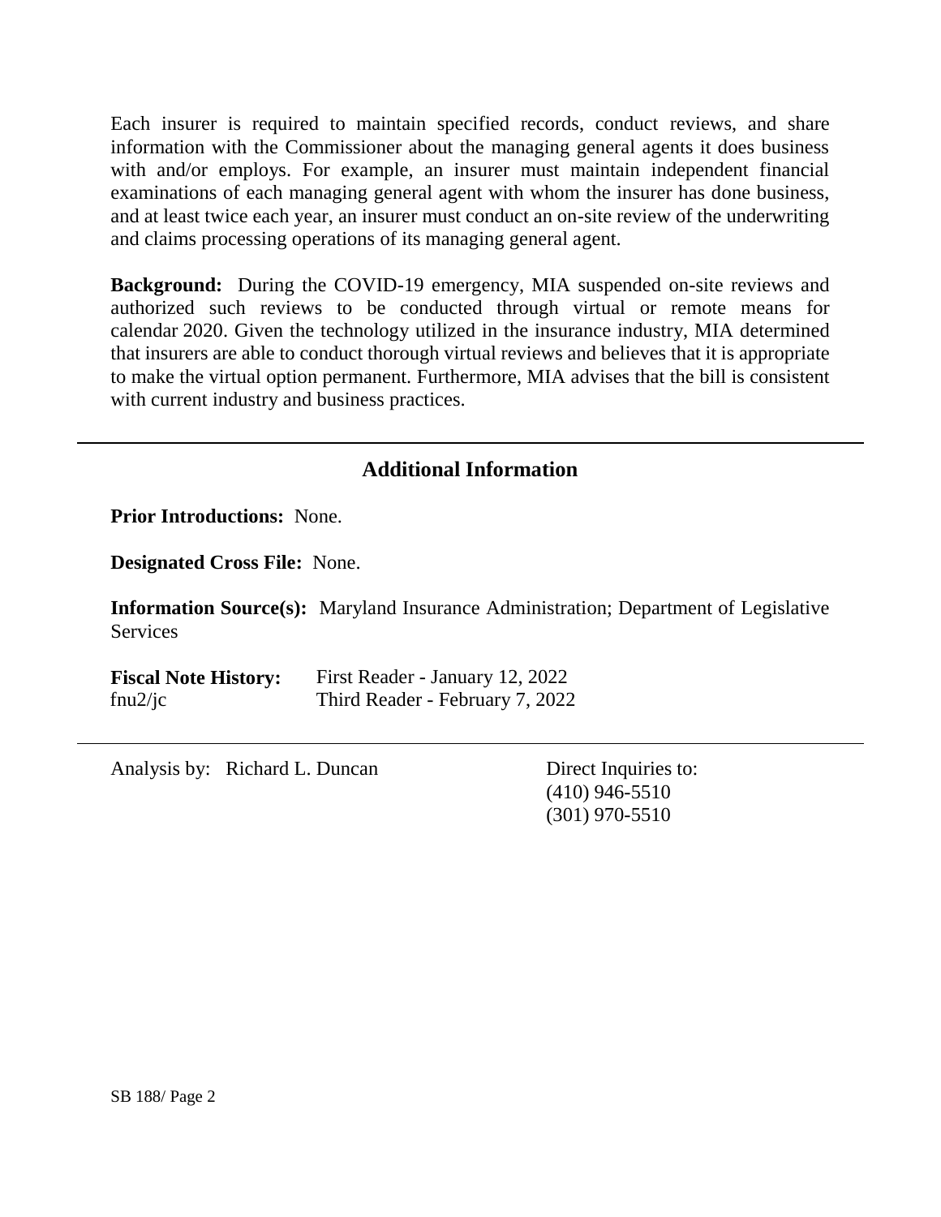Each insurer is required to maintain specified records, conduct reviews, and share information with the Commissioner about the managing general agents it does business with and/or employs. For example, an insurer must maintain independent financial examinations of each managing general agent with whom the insurer has done business, and at least twice each year, an insurer must conduct an on-site review of the underwriting and claims processing operations of its managing general agent.

**Background:** During the COVID-19 emergency, MIA suspended on-site reviews and authorized such reviews to be conducted through virtual or remote means for calendar 2020. Given the technology utilized in the insurance industry, MIA determined that insurers are able to conduct thorough virtual reviews and believes that it is appropriate to make the virtual option permanent. Furthermore, MIA advises that the bill is consistent with current industry and business practices.

## Additional Information

**Prior Introductions:** None.

**Designated Cross File:** None.

**Information Source(s):** Maryland Insurance Administration; Department of Legislative Services

**Fiscal Note History:** First Reader - January 12, 2022
fnu2/jc Third Reader - February 7, 2022

Analysis by: Richard L. Duncan

Direct Inquiries to:
(410) 946-5510
(301) 970-5510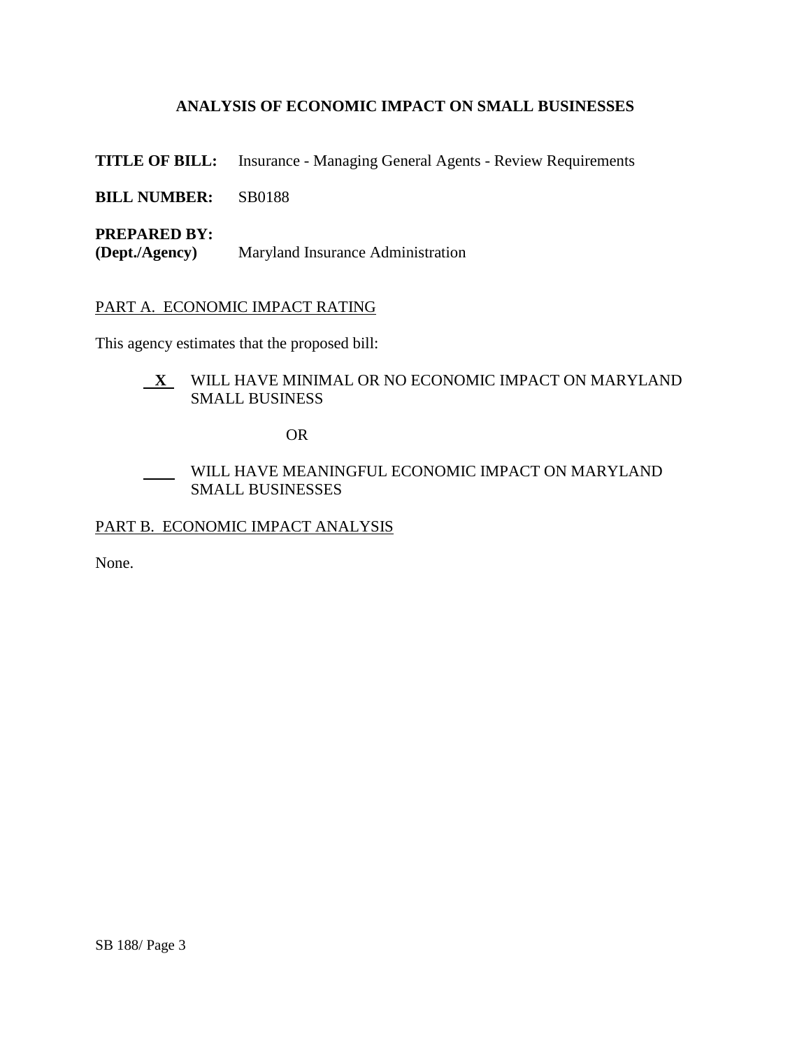## ANALYSIS OF ECONOMIC IMPACT ON SMALL BUSINESSES

**TITLE OF BILL:** Insurance - Managing General Agents - Review Requirements

**BILL NUMBER:** SB0188

**PREPARED BY:**
**(Dept./Agency)** Maryland Insurance Administration

PART A. ECONOMIC IMPACT RATING

This agency estimates that the proposed bill:

**X** WILL HAVE MINIMAL OR NO ECONOMIC IMPACT ON MARYLAND SMALL BUSINESS

OR

____ WILL HAVE MEANINGFUL ECONOMIC IMPACT ON MARYLAND SMALL BUSINESSES

PART B. ECONOMIC IMPACT ANALYSIS

None.